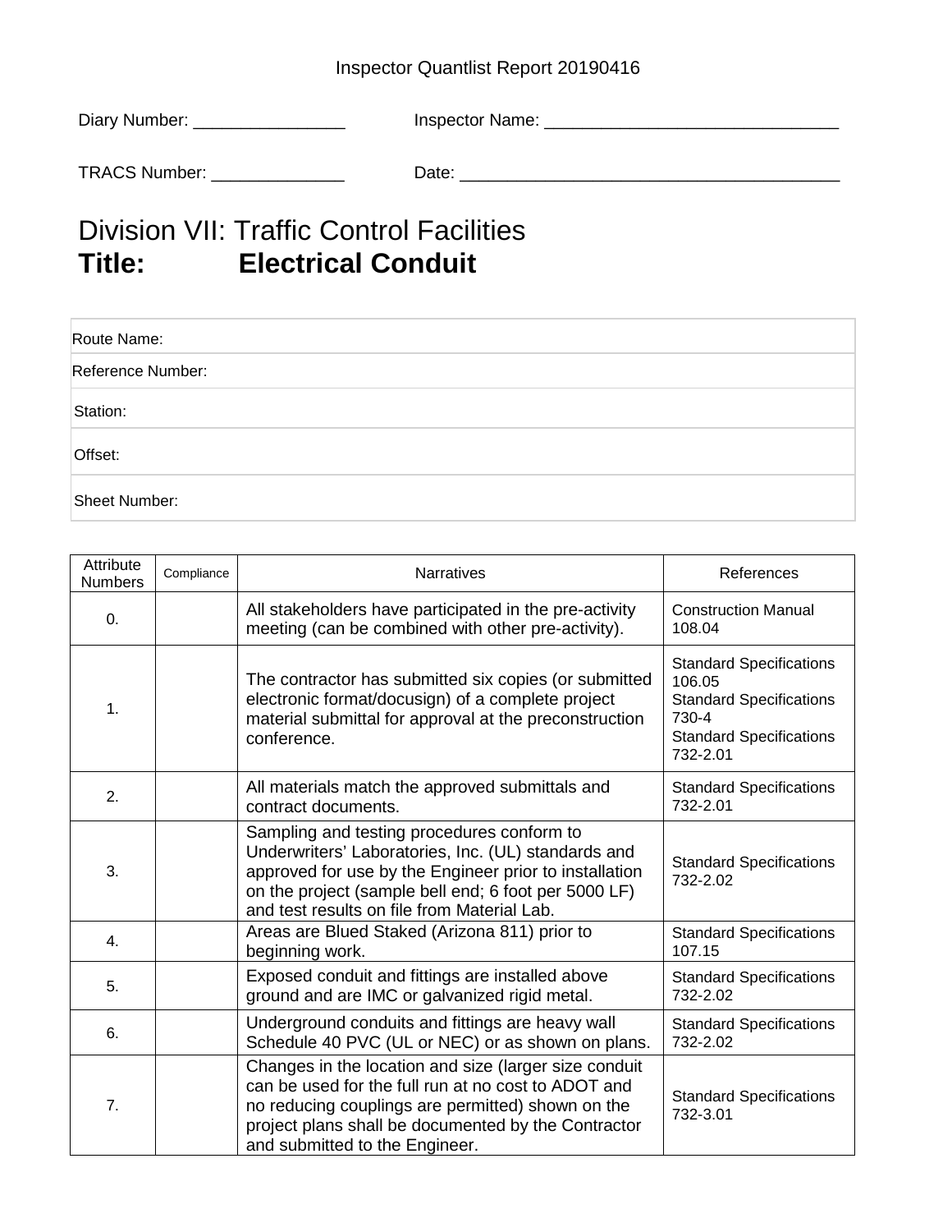Inspector Quantlist Report 20190416

Diary Number: ________________ Inspector Name: _______________________________

TRACS Number: ______________ Date: ________________________________________

# Division VII: Traffic Control Facilities

## Title: Electrical Conduit

| Route Name: |
|---|
| Reference Number: |
| Station: |
| Offset: |
| Sheet Number: |

| Attribute Numbers | Compliance | Narratives | References |
|---|---|---|---|
| 0. | | All stakeholders have participated in the pre-activity meeting (can be combined with other pre-activity). | Construction Manual 108.04 |
| 1. | | The contractor has submitted six copies (or submitted electronic format/docusign) of a complete project material submittal for approval at the preconstruction conference. | Standard Specifications 106.05<br>Standard Specifications 730-4<br>Standard Specifications 732-2.01 |
| 2. | | All materials match the approved submittals and contract documents. | Standard Specifications 732-2.01 |
| 3. | | Sampling and testing procedures conform to Underwriters' Laboratories, Inc. (UL) standards and approved for use by the Engineer prior to installation on the project (sample bell end; 6 foot per 5000 LF) and test results on file from Material Lab. | Standard Specifications 732-2.02 |
| 4. | | Areas are Blued Staked (Arizona 811) prior to beginning work. | Standard Specifications 107.15 |
| 5. | | Exposed conduit and fittings are installed above ground and are IMC or galvanized rigid metal. | Standard Specifications 732-2.02 |
| 6. | | Underground conduits and fittings are heavy wall Schedule 40 PVC (UL or NEC) or as shown on plans. | Standard Specifications 732-2.02 |
| 7. | | Changes in the location and size (larger size conduit can be used for the full run at no cost to ADOT and no reducing couplings are permitted) shown on the project plans shall be documented by the Contractor and submitted to the Engineer. | Standard Specifications 732-3.01 |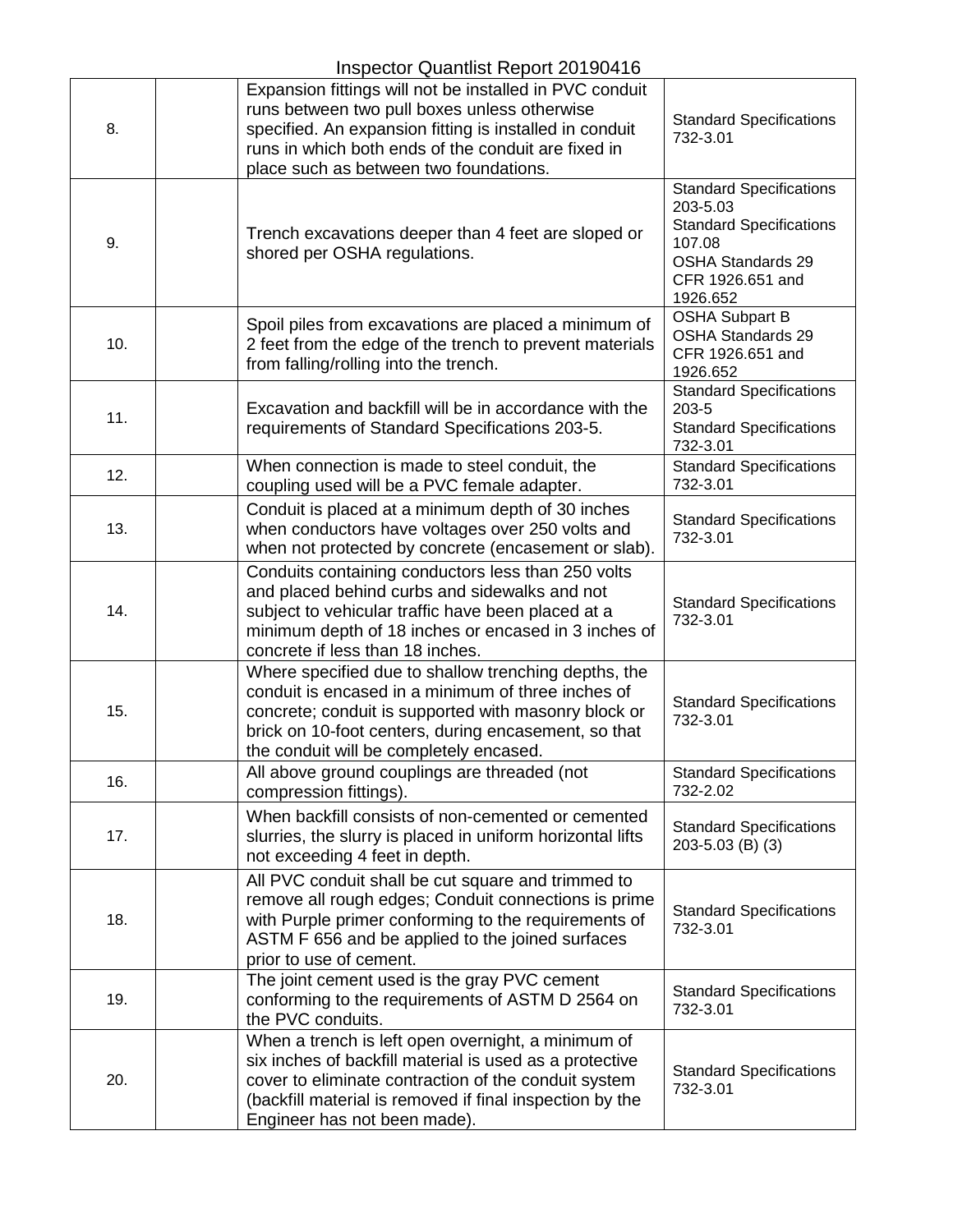| | | | |
|---|---|---|---|
| 8. | | Expansion fittings will not be installed in PVC conduit runs between two pull boxes unless otherwise specified. An expansion fitting is installed in conduit runs in which both ends of the conduit are fixed in place such as between two foundations. | Standard Specifications 732-3.01 |
| 9. | | Trench excavations deeper than 4 feet are sloped or shored per OSHA regulations. | Standard Specifications 203-5.03<br>Standard Specifications 107.08<br>OSHA Standards 29 CFR 1926.651 and 1926.652 |
| 10. | | Spoil piles from excavations are placed a minimum of 2 feet from the edge of the trench to prevent materials from falling/rolling into the trench. | OSHA Subpart B<br>OSHA Standards 29 CFR 1926.651 and 1926.652 |
| 11. | | Excavation and backfill will be in accordance with the requirements of Standard Specifications 203-5. | Standard Specifications 203-5<br>Standard Specifications 732-3.01 |
| 12. | | When connection is made to steel conduit, the coupling used will be a PVC female adapter. | Standard Specifications 732-3.01 |
| 13. | | Conduit is placed at a minimum depth of 30 inches when conductors have voltages over 250 volts and when not protected by concrete (encasement or slab). | Standard Specifications 732-3.01 |
| 14. | | Conduits containing conductors less than 250 volts and placed behind curbs and sidewalks and not subject to vehicular traffic have been placed at a minimum depth of 18 inches or encased in 3 inches of concrete if less than 18 inches. | Standard Specifications 732-3.01 |
| 15. | | Where specified due to shallow trenching depths, the conduit is encased in a minimum of three inches of concrete; conduit is supported with masonry block or brick on 10-foot centers, during encasement, so that the conduit will be completely encased. | Standard Specifications 732-3.01 |
| 16. | | All above ground couplings are threaded (not compression fittings). | Standard Specifications 732-2.02 |
| 17. | | When backfill consists of non-cemented or cemented slurries, the slurry is placed in uniform horizontal lifts not exceeding 4 feet in depth. | Standard Specifications 203-5.03 (B) (3) |
| 18. | | All PVC conduit shall be cut square and trimmed to remove all rough edges; Conduit connections is prime with Purple primer conforming to the requirements of ASTM F 656 and be applied to the joined surfaces prior to use of cement. | Standard Specifications 732-3.01 |
| 19. | | The joint cement used is the gray PVC cement conforming to the requirements of ASTM D 2564 on the PVC conduits. | Standard Specifications 732-3.01 |
| 20. | | When a trench is left open overnight, a minimum of six inches of backfill material is used as a protective cover to eliminate contraction of the conduit system (backfill material is removed if final inspection by the Engineer has not been made). | Standard Specifications 732-3.01 |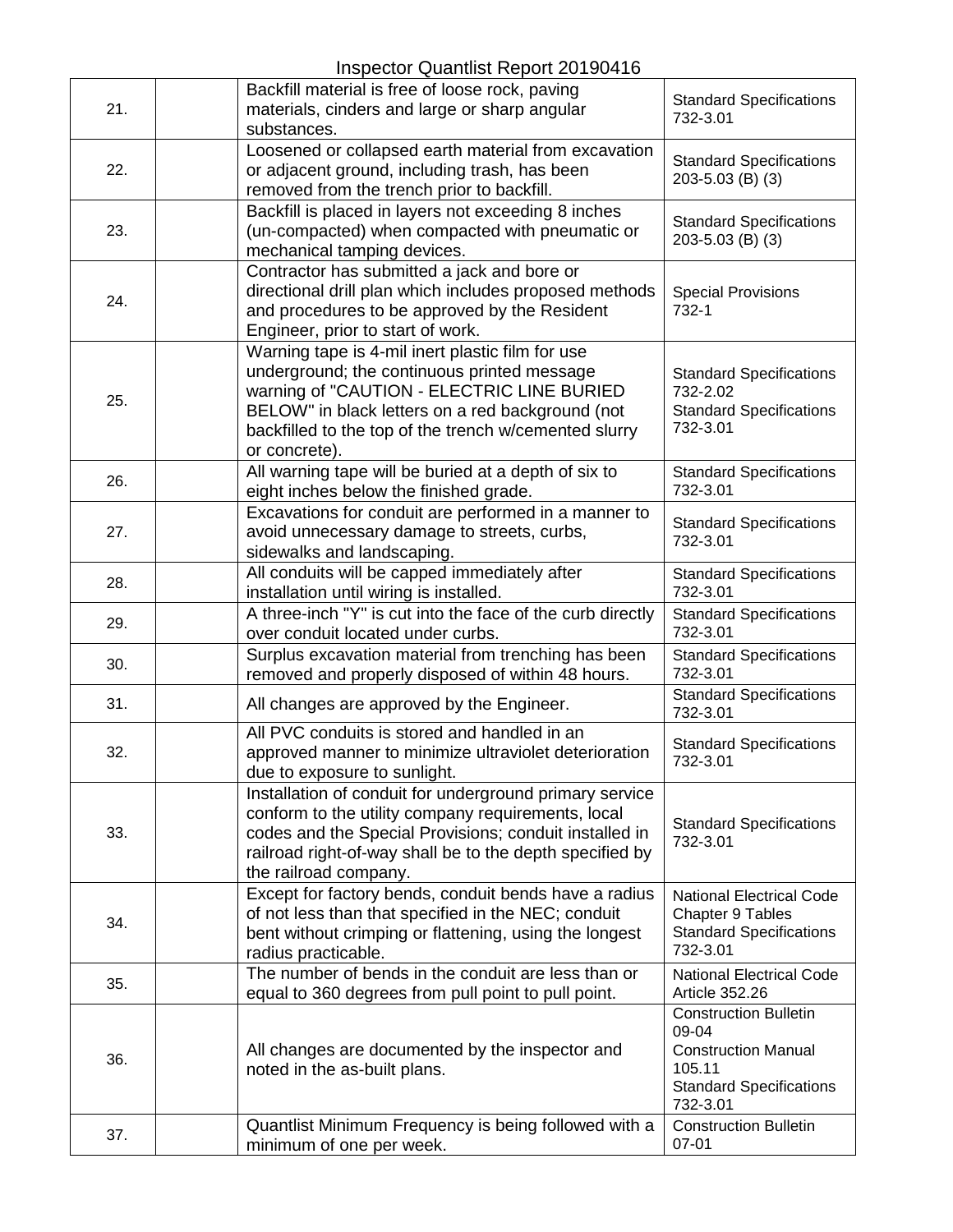| | | | |
|---|---|---|---|
| 21. | | Backfill material is free of loose rock, paving materials, cinders and large or sharp angular substances. | Standard Specifications 732-3.01 |
| 22. | | Loosened or collapsed earth material from excavation or adjacent ground, including trash, has been removed from the trench prior to backfill. | Standard Specifications 203-5.03 (B) (3) |
| 23. | | Backfill is placed in layers not exceeding 8 inches (un-compacted) when compacted with pneumatic or mechanical tamping devices. | Standard Specifications 203-5.03 (B) (3) |
| 24. | | Contractor has submitted a jack and bore or directional drill plan which includes proposed methods and procedures to be approved by the Resident Engineer, prior to start of work. | Special Provisions 732-1 |
| 25. | | Warning tape is 4-mil inert plastic film for use underground; the continuous printed message warning of "CAUTION - ELECTRIC LINE BURIED BELOW" in black letters on a red background (not backfilled to the top of the trench w/cemented slurry or concrete). | Standard Specifications 732-2.02<br>Standard Specifications 732-3.01 |
| 26. | | All warning tape will be buried at a depth of six to eight inches below the finished grade. | Standard Specifications 732-3.01 |
| 27. | | Excavations for conduit are performed in a manner to avoid unnecessary damage to streets, curbs, sidewalks and landscaping. | Standard Specifications 732-3.01 |
| 28. | | All conduits will be capped immediately after installation until wiring is installed. | Standard Specifications 732-3.01 |
| 29. | | A three-inch "Y" is cut into the face of the curb directly over conduit located under curbs. | Standard Specifications 732-3.01 |
| 30. | | Surplus excavation material from trenching has been removed and properly disposed of within 48 hours. | Standard Specifications 732-3.01 |
| 31. | | All changes are approved by the Engineer. | Standard Specifications 732-3.01 |
| 32. | | All PVC conduits is stored and handled in an approved manner to minimize ultraviolet deterioration due to exposure to sunlight. | Standard Specifications 732-3.01 |
| 33. | | Installation of conduit for underground primary service conform to the utility company requirements, local codes and the Special Provisions; conduit installed in railroad right-of-way shall be to the depth specified by the railroad company. | Standard Specifications 732-3.01 |
| 34. | | Except for factory bends, conduit bends have a radius of not less than that specified in the NEC; conduit bent without crimping or flattening, using the longest radius practicable. | National Electrical Code Chapter 9 Tables<br>Standard Specifications 732-3.01 |
| 35. | | The number of bends in the conduit are less than or equal to 360 degrees from pull point to pull point. | National Electrical Code Article 352.26 |
| 36. | | All changes are documented by the inspector and noted in the as-built plans. | Construction Bulletin 09-04<br>Construction Manual 105.11<br>Standard Specifications 732-3.01 |
| 37. | | Quantlist Minimum Frequency is being followed with a minimum of one per week. | Construction Bulletin 07-01 |